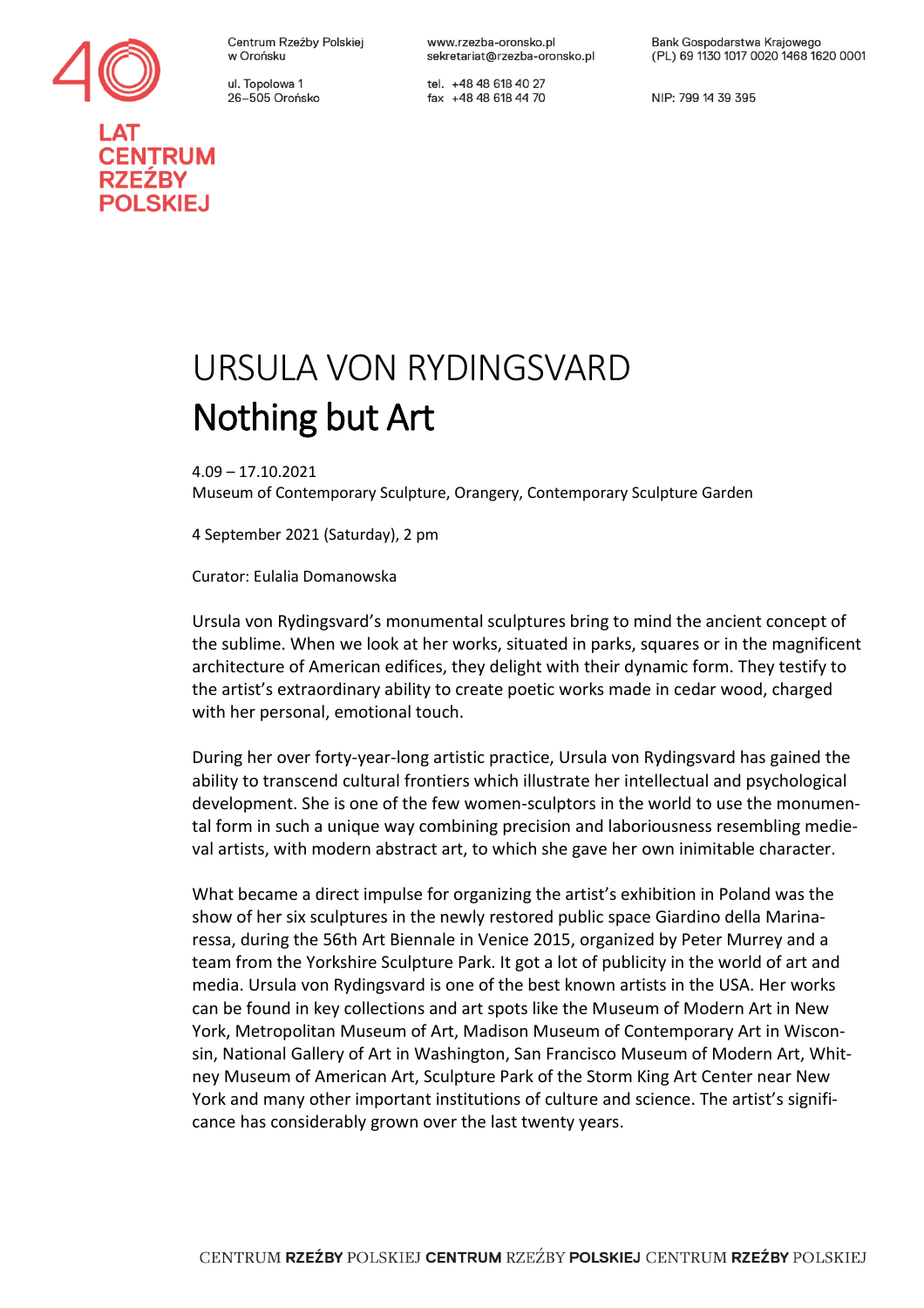Centrum Rzeźby Polskiej
w Orońsku

ul. Topolowa 1
26–505 Orońsko

www.rzezba-oronsko.pl
sekretariat@rzezba-oronsko.pl

tel. +48 48 618 40 27
fax +48 48 618 44 70

Bank Gospodarstwa Krajowego
(PL) 69 1130 1017 0020 1468 1620 0001

NIP: 799 14 39 395

40 LAT CENTRUM RZEŹBY POLSKIEJ

# URSULA VON RYDINGSVARD
# Nothing but Art

4.09 – 17.10.2021
Museum of Contemporary Sculpture, Orangery, Contemporary Sculpture Garden

4 September 2021 (Saturday), 2 pm

Curator: Eulalia Domanowska

Ursula von Rydingsvard's monumental sculptures bring to mind the ancient concept of the sublime. When we look at her works, situated in parks, squares or in the magnificent architecture of American edifices, they delight with their dynamic form. They testify to the artist's extraordinary ability to create poetic works made in cedar wood, charged with her personal, emotional touch.

During her over forty-year-long artistic practice, Ursula von Rydingsvard has gained the ability to transcend cultural frontiers which illustrate her intellectual and psychological development. She is one of the few women-sculptors in the world to use the monumental form in such a unique way combining precision and laboriousness resembling medieval artists, with modern abstract art, to which she gave her own inimitable character.

What became a direct impulse for organizing the artist's exhibition in Poland was the show of her six sculptures in the newly restored public space Giardino della Marinaressa, during the 56th Art Biennale in Venice 2015, organized by Peter Murrey and a team from the Yorkshire Sculpture Park. It got a lot of publicity in the world of art and media. Ursula von Rydingsvard is one of the best known artists in the USA. Her works can be found in key collections and art spots like the Museum of Modern Art in New York, Metropolitan Museum of Art, Madison Museum of Contemporary Art in Wisconsin, National Gallery of Art in Washington, San Francisco Museum of Modern Art, Whitney Museum of American Art, Sculpture Park of the Storm King Art Center near New York and many other important institutions of culture and science. The artist's significance has considerably grown over the last twenty years.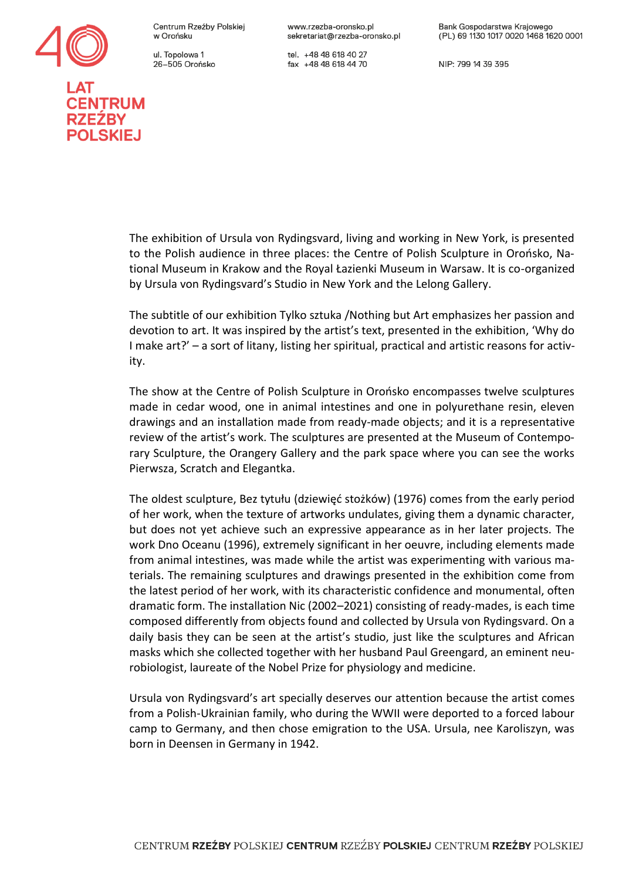The exhibition of Ursula von Rydingsvard, living and working in New York, is presented to the Polish audience in three places: the Centre of Polish Sculpture in Orońsko, National Museum in Krakow and the Royal Łazienki Museum in Warsaw. It is co-organized by Ursula von Rydingsvard's Studio in New York and the Lelong Gallery.

The subtitle of our exhibition Tylko sztuka /Nothing but Art emphasizes her passion and devotion to art. It was inspired by the artist's text, presented in the exhibition, 'Why do I make art?' – a sort of litany, listing her spiritual, practical and artistic reasons for activity.

The show at the Centre of Polish Sculpture in Orońsko encompasses twelve sculptures made in cedar wood, one in animal intestines and one in polyurethane resin, eleven drawings and an installation made from ready-made objects; and it is a representative review of the artist's work. The sculptures are presented at the Museum of Contemporary Sculpture, the Orangery Gallery and the park space where you can see the works Pierwsza, Scratch and Elegantka.

The oldest sculpture, Bez tytułu (dziewięć stożków) (1976) comes from the early period of her work, when the texture of artworks undulates, giving them a dynamic character, but does not yet achieve such an expressive appearance as in her later projects. The work Dno Oceanu (1996), extremely significant in her oeuvre, including elements made from animal intestines, was made while the artist was experimenting with various materials. The remaining sculptures and drawings presented in the exhibition come from the latest period of her work, with its characteristic confidence and monumental, often dramatic form. The installation Nic (2002–2021) consisting of ready-mades, is each time composed differently from objects found and collected by Ursula von Rydingsvard. On a daily basis they can be seen at the artist's studio, just like the sculptures and African masks which she collected together with her husband Paul Greengard, an eminent neurobiologist, laureate of the Nobel Prize for physiology and medicine.

Ursula von Rydingsvard's art specially deserves our attention because the artist comes from a Polish-Ukrainian family, who during the WWII were deported to a forced labour camp to Germany, and then chose emigration to the USA. Ursula, nee Karoliszyn, was born in Deensen in Germany in 1942.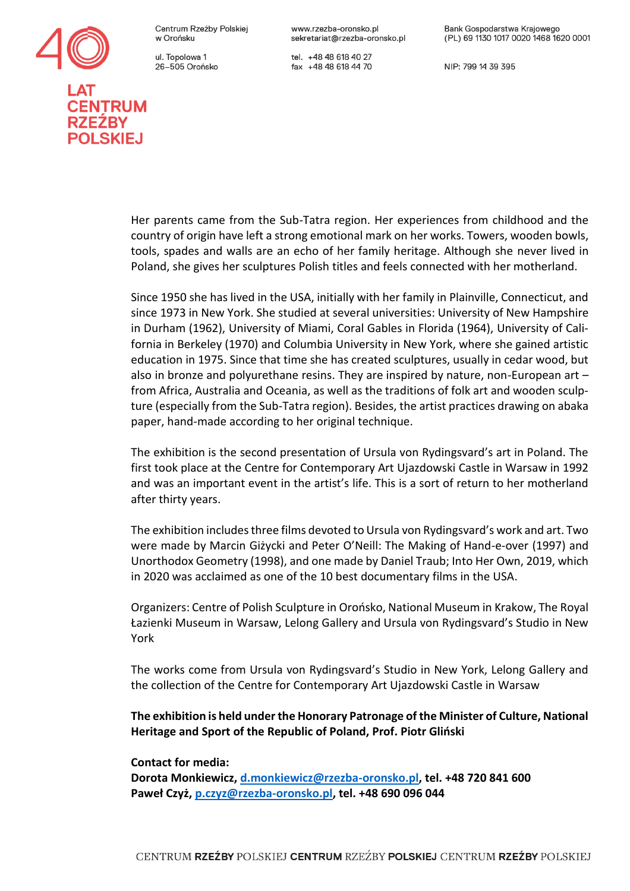Her parents came from the Sub-Tatra region. Her experiences from childhood and the country of origin have left a strong emotional mark on her works. Towers, wooden bowls, tools, spades and walls are an echo of her family heritage. Although she never lived in Poland, she gives her sculptures Polish titles and feels connected with her motherland.

Since 1950 she has lived in the USA, initially with her family in Plainville, Connecticut, and since 1973 in New York. She studied at several universities: University of New Hampshire in Durham (1962), University of Miami, Coral Gables in Florida (1964), University of California in Berkeley (1970) and Columbia University in New York, where she gained artistic education in 1975. Since that time she has created sculptures, usually in cedar wood, but also in bronze and polyurethane resins. They are inspired by nature, non-European art – from Africa, Australia and Oceania, as well as the traditions of folk art and wooden sculpture (especially from the Sub-Tatra region). Besides, the artist practices drawing on abaka paper, hand-made according to her original technique.

The exhibition is the second presentation of Ursula von Rydingsvard's art in Poland. The first took place at the Centre for Contemporary Art Ujazdowski Castle in Warsaw in 1992 and was an important event in the artist's life. This is a sort of return to her motherland after thirty years.

The exhibition includes three films devoted to Ursula von Rydingsvard's work and art. Two were made by Marcin Giżycki and Peter O'Neill: The Making of Hand-e-over (1997) and Unorthodox Geometry (1998), and one made by Daniel Traub; Into Her Own, 2019, which in 2020 was acclaimed as one of the 10 best documentary films in the USA.

Organizers: Centre of Polish Sculpture in Orońsko, National Museum in Krakow, The Royal Łazienki Museum in Warsaw, Lelong Gallery and Ursula von Rydingsvard's Studio in New York

The works come from Ursula von Rydingsvard's Studio in New York, Lelong Gallery and the collection of the Centre for Contemporary Art Ujazdowski Castle in Warsaw

**The exhibition is held under the Honorary Patronage of the Minister of Culture, National Heritage and Sport of the Republic of Poland, Prof. Piotr Gliński**

**Contact for media:**
**Dorota Monkiewicz, d.monkiewicz@rzezba-oronsko.pl, tel. +48 720 841 600**
**Paweł Czyż, p.czyz@rzezba-oronsko.pl, tel. +48 690 096 044**